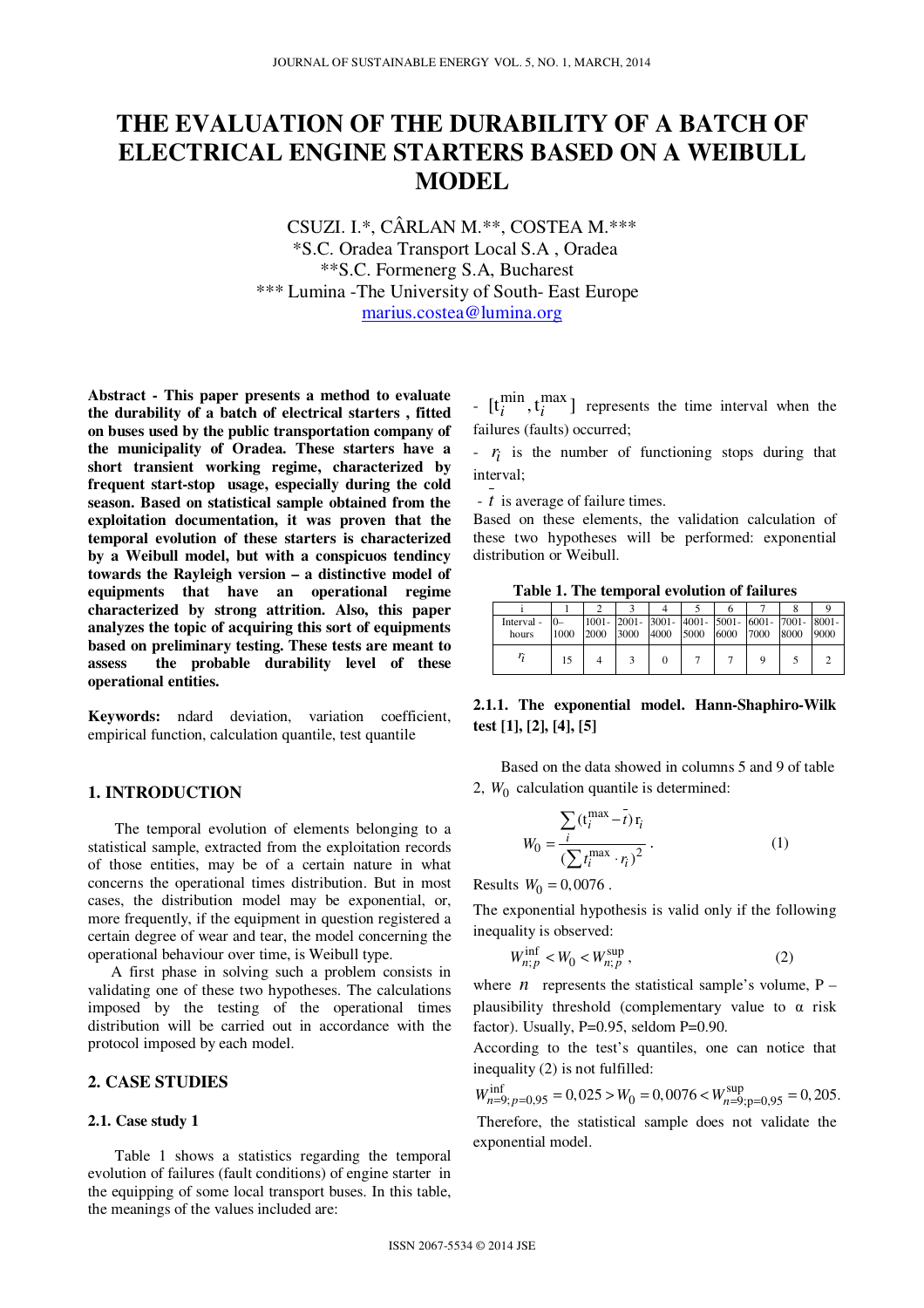# THE EVALUATION OF THE DURABILITY OF A BATCH OF ELECTRICAL ENGINE STARTERS BASED ON A WEIBULL MODEL

CSUZI. I.*, CÂRLAN M.**, COSTEA M.***

*S.C. Oradea Transport Local S.A , Oradea

**S.C. Formenerg S.A, Bucharest

*** Lumina -The University of South- East Europe

marius.costea@lumina.org

**Abstract - This paper presents a method to evaluate the durability of a batch of electrical starters , fitted on buses used by the public transportation company of the municipality of Oradea. These starters have a short transient working regime, characterized by frequent start-stop usage, especially during the cold season. Based on statistical sample obtained from the exploitation documentation, it was proven that the temporal evolution of these starters is characterized by a Weibull model, but with a conspicuos tendincy towards the Rayleigh version – a distinctive model of equipments that have an operational regime characterized by strong attrition. Also, this paper analyzes the topic of acquiring this sort of equipments based on preliminary testing. These tests are meant to assess the probable durability level of these operational entities.**

**Keywords:** ndard deviation, variation coefficient, empirical function, calculation quantile, test quantile

## 1. INTRODUCTION

The temporal evolution of elements belonging to a statistical sample, extracted from the exploitation records of those entities, may be of a certain nature in what concerns the operational times distribution. But in most cases, the distribution model may be exponential, or, more frequently, if the equipment in question registered a certain degree of wear and tear, the model concerning the operational behaviour over time, is Weibull type.

A first phase in solving such a problem consists in validating one of these two hypotheses. The calculations imposed by the testing of the operational times distribution will be carried out in accordance with the protocol imposed by each model.

## 2. CASE STUDIES

### 2.1. Case study 1

Table 1 shows a statistics regarding the temporal evolution of failures (fault conditions) of engine starter in the equipping of some local transport buses. In this table, the meanings of the values included are:

- $[t_i^{\min}, t_i^{\max}]$ represents the time interval when the failures (faults) occurred;
- $r_i$ is the number of functioning stops during that interval;
- $\bar{t}$ is average of failure times.

Based on these elements, the validation calculation of these two hypotheses will be performed: exponential distribution or Weibull.

**Table 1. The temporal evolution of failures**

| i | 1 | 2 | 3 | 4 | 5 | 6 | 7 | 8 | 9 |
|---|---|---|---|---|---|---|---|---|---|
| Interval - hours | 0-1000 | 1001-2000 | 2001-3000 | 3001-4000 | 4001-5000 | 5001-6000 | 6001-7000 | 7001-8000 | 8001-9000 |
| $r_i$ | 15 | 4 | 3 | 0 | 7 | 7 | 9 | 5 | 2 |

#### 2.1.1. The exponential model. Hann-Shaphiro-Wilk test [1], [2], [4], [5]

Based on the data showed in columns 5 and 9 of table 2, $W_0$ calculation quantile is determined:

$$W_0 = \frac{\sum_i (t_i^{\max} - \bar{t})\, r_i}{(\sum t_i^{\max} \cdot r_i)^2}. \qquad (1)$$

Results $W_0 = 0{,}0076$.

The exponential hypothesis is valid only if the following inequality is observed:

$$W_{n;p}^{\inf} < W_0 < W_{n;p}^{\sup}, \qquad (2)$$

where $n$ represents the statistical sample's volume, P – plausibility threshold (complementary value to α risk factor). Usually, P=0.95, seldom P=0.90.

According to the test's quantiles, one can notice that inequality (2) is not fulfilled:

$$W_{n=9;p=0{,}95}^{\inf} = 0{,}025 > W_0 = 0{,}0076 < W_{n=9;p=0{,}95}^{\sup} = 0{,}205.$$

Therefore, the statistical sample does not validate the exponential model.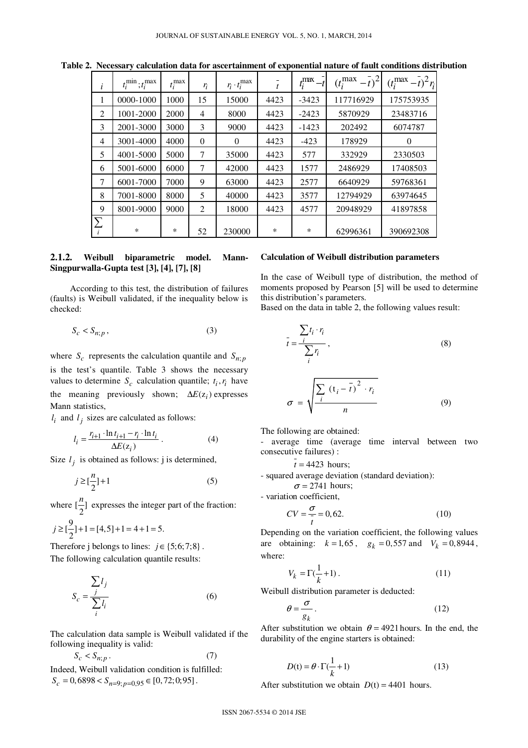**Table 2. Necessary calculation data for ascertainment of exponential nature of fault conditions distribution**

| $i$ | $t_i^{\min};t_i^{\max}$ | $t_i^{\max}$ | $r_i$ | $r_i \cdot t_i^{\max}$ | $\bar{t}$ | $t_i^{\max}-\bar{t}$ | $(t_i^{\max}-\bar{t})^2$ | $(t_i^{\max}-\bar{t})^2 r_i$ |
|---|---|---|---|---|---|---|---|---|
| 1 | 0000-1000 | 1000 | 15 | 15000 | 4423 | -3423 | 117716929 | 175753935 |
| 2 | 1001-2000 | 2000 | 4 | 8000 | 4423 | -2423 | 5870929 | 23483716 |
| 3 | 2001-3000 | 3000 | 3 | 9000 | 4423 | -1423 | 202492 | 6074787 |
| 4 | 3001-4000 | 4000 | 0 | 0 | 4423 | -423 | 178929 | 0 |
| 5 | 4001-5000 | 5000 | 7 | 35000 | 4423 | 577 | 332929 | 2330503 |
| 6 | 5001-6000 | 6000 | 7 | 42000 | 4423 | 1577 | 2486929 | 17408503 |
| 7 | 6001-7000 | 7000 | 9 | 63000 | 4423 | 2577 | 6640929 | 59768361 |
| 8 | 7001-8000 | 8000 | 5 | 40000 | 4423 | 3577 | 12794929 | 63974645 |
| 9 | 8001-9000 | 9000 | 2 | 18000 | 4423 | 4577 | 20948929 | 41897858 |
| $\sum_i$ | * | * | 52 | 230000 | * | * | 62996361 | 390692308 |

### 2.1.2. Weibull biparametric model. Mann-Singpurwalla-Gupta test [3], [4], [7], [8]

According to this test, the distribution of failures (faults) is Weibull validated, if the inequality below is checked:

$$S_c < S_{n;p}, \tag{3}$$

where $S_c$ represents the calculation quantile and $S_{n;p}$ is the test's quantile. Table 3 shows the necessary values to determine $S_c$ calculation quantile; $t_i, r_i$ have the meaning previously shown; $\Delta E(z_i)$ expresses Mann statistics,

$l_i$ and $l_j$ sizes are calculated as follows:

$$l_i = \frac{r_{i+1} \cdot \ln t_{i+1} - r_i \cdot \ln t_i}{\Delta E(z_i)}. \tag{4}$$

Size $l_j$ is obtained as follows: j is determined,

$$j \geq [\frac{n}{2}] + 1 \tag{5}$$

where $[\frac{n}{2}]$ expresses the integer part of the fraction:

$j \geq [\frac{9}{2}] + 1 = [4,5] + 1 = 4 + 1 = 5.$

Therefore j belongs to lines: $j \in \{5;6;7;8\}$.

The following calculation quantile results:

$$S_c = \frac{\sum_j l_j}{\sum_i l_i} \tag{6}$$

The calculation data sample is Weibull validated if the following inequality is valid:

$$S_c < S_{n;p}. \tag{7}$$

Indeed, Weibull validation condition is fulfilled:
$S_c = 0,6898 < S_{n=9;p=0,95} \in [0,72;0;95]$.

**Calculation of Weibull distribution parameters**

In the case of Weibull type of distribution, the method of moments proposed by Pearson [5] will be used to determine this distribution's parameters.
Based on the data in table 2, the following values result:

$$\bar{t} = \frac{\sum_i t_i \cdot r_i}{\sum_i r_i}, \tag{8}$$

$$\sigma = \sqrt{\frac{\sum_i (t_i - \bar{t})^2 \cdot r_i}{n}} \tag{9}$$

The following are obtained:

- average time (average time interval between two consecutive failures) :
  $\bar{t} = 4423$ hours;
- squared average deviation (standard deviation):
  $\sigma = 2741$ hours;
- variation coefficient,

$$CV = \frac{\sigma}{\bar{t}} = 0,62. \tag{10}$$

Depending on the variation coefficient, the following values are obtaining: $k = 1,65$, $g_k = 0,557$ and $V_k = 0,8944$, where:

$$V_k = \Gamma(\frac{1}{k} + 1). \tag{11}$$

Weibull distribution parameter is deducted:

$$\theta = \frac{\sigma}{g_k}. \tag{12}$$

After substitution we obtain $\theta = 4921$ hours. In the end, the durability of the engine starters is obtained:

$$D(\mathrm{t}) = \theta \cdot \Gamma(\frac{1}{k} + 1) \tag{13}$$

After substitution we obtain $D(\mathrm{t}) = 4401$ hours.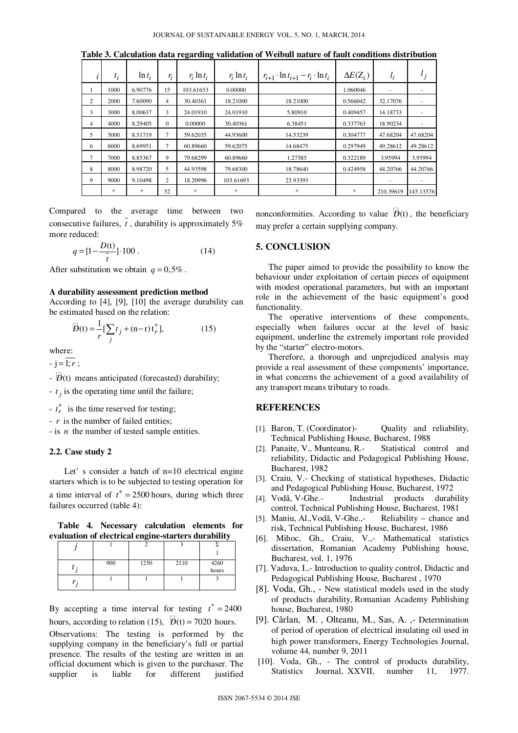**Table 3. Calculation data regarding validation of Weibull nature of fault conditions distribution**

| $i$ | $t_i$ | $\ln t_i$ | $r_i$ | $r_i \ln t_i$ | $r_i \ln t_i$ | $r_{i+1} \cdot \ln t_{i+1} - r_i \cdot \ln t_i$ | $\Delta E(Z_i)$ | $l_i$ | $l_j$ |
|---|---|---|---|---|---|---|---|---|---|
| 1 | 1000 | 6.90776 | 15 | 103.61633 | 0.00000 | | 1.060046 | - | - |
| 2 | 2000 | 7.60090 | 4 | 30.40361 | 18.21000 | 18.21000 | 0.566042 | 32.17076 | - |
| 3 | 3000 | 8.00637 | 3 | 24.01910 | 24.01910 | 5.80910 | 0.409457 | 14.18733 | - |
| 4 | 4000 | 8.29405 | 0 | 0.00000 | 30.40361 | 6.38451 | 0.337763 | 18.90234 | - |
| 5 | 5000 | 8.51719 | 7 | 59.62035 | 44.93600 | 14.53239 | 0.304777 | 47.68204 | 47.68204 |
| 6 | 6000 | 8.69951 | 7 | 60.89660 | 59.62075 | 14.68475 | 0.297949 | 49.28612 | 49.28612 |
| 7 | 7000 | 8.85367 | 9 | 79.68299 | 60.89660 | 1.27585 | 0.322189 | 3.95994 | 3.95994 |
| 8 | 8000 | 8.98720 | 5 | 44.93598 | 79.68300 | 18.78640 | 0.424958 | 44.20766 | 44.20766 |
| 9 | 9000 | 9.10498 | 2 | 18.20996 | 103.61693 | 23.93393 | | - | - |
| | * | * | 52 | * | * | * | * | 210.39619 | 145.13576 |

Compared to the average time between two consecutive failures, $\bar{t}$, durability is approximately 5% more reduced:

$$q = [1 - \frac{D(\mathrm{t})}{\bar{t}}] \cdot 100 . \qquad (14)$$

After substitution we obtain $q = 0{,}5\%$.

**A durability assessment prediction method**

According to [4], [9], [10] the average durability can be estimated based on the relation:

$$\hat{D}(\mathrm{t}) = \frac{1}{r}[\sum_j t_j + (\mathrm{n} - \mathrm{r})\, \mathrm{t}_r^*], \qquad (15)$$

where:

- $\mathrm{j} = \overline{1; r}$ ;
- $\hat{D}(\mathrm{t})$ means anticipated (forecasted) durability;
- $t_j$ is the operating time until the failure;
- $t_r^*$ is the time reserved for testing;
- $r$ is the number of failed entities;
- is $n$ the number of tested sample entities.

### 2.2. Case study 2

Let' s consider a batch of n=10 electrical engine starters which is to be subjected to testing operation for a time interval of $t^* = 2500$ hours, during which three failures occurred (table 4):

**Table 4. Necessary calculation elements for evaluation of electrical engine-starters durability**

| $j$ | 1 | 2 | 3 | $\Sigma$ j |
|---|---|---|---|---|
| $t_j$ | 900 | 1250 | 2110 | 4260 hours |
| $r_j$ | 1 | 1 | 1 | 3 |

By accepting a time interval for testing $t^* = 2400$ hours, according to relation (15), $\hat{D}(\mathrm{t}) = 7020$ hours.

Observations: The testing is performed by the supplying company in the beneficiary's full or partial presence. The results of the testing are written in an official document which is given to the purchaser. The supplier is liable for different justified nonconformities. According to value $\hat{D}(\mathrm{t})$, the beneficiary may prefer a certain supplying company.

## 5. CONCLUSION

The paper aimed to provide the possibility to know the behaviour under exploitation of certain pieces of equipment with modest operational parameters, but with an important role in the achievement of the basic equipment's good functionality.

The operative interventions of these components, especially when failures occur at the level of basic equipment, underline the extremely important role provided by the "starter" electro-motors.

Therefore, a thorough and unprejudiced analysis may provide a real assessment of these components' importance, in what concerns the achievement of a good availability of any transport means tributary to roads.

## REFERENCES

[1]. Baron, T. (Coordinator)- Quality and reliability, Technical Publishing House, Bucharest, 1988

[2]. Panaite, V., Munteanu, R.- Statistical control and reliability, Didactic and Pedagogical Publishing House, Bucharest, 1982

[3]. Craiu, V.- Checking of statistical hypotheses, Didactic and Pedagogical Publishing House, Bucharest, 1972

[4]. Vodă, V-Ghe.- Industrial products durability control, Technical Publishing House, Bucharest, 1981

[5]. Maniu, Al.,Vodă, V-Ghe.,- Reliability – chance and risk, Technical Publishing House, Bucharest, 1986

[6]. Mihoc, Gh., Craiu, V.,- Mathematical statistics dissertation, Romanian Academy Publishing house, Bucharest, vol. 1, 1976

[7]. Vaduva, I.,- Introduction to quality control, Didactic and Pedagogical Publishing House, Bucharest , 1970

[8]. Voda, Gh., - New statistical models used in the study of products durability, Romanian Academy Publishing house, Bucharest, 1980

[9]. Cârlan, M. , Olteanu, M., Sas, A. ,- Determination of period of operation of electrical insulating oil used in high power transformers, Energy Technologies Journal, volume 44, number 9, 2011

[10]. Voda, Gh., - The control of products durability, Statistics Journal, XXVII, number 11, 1977.